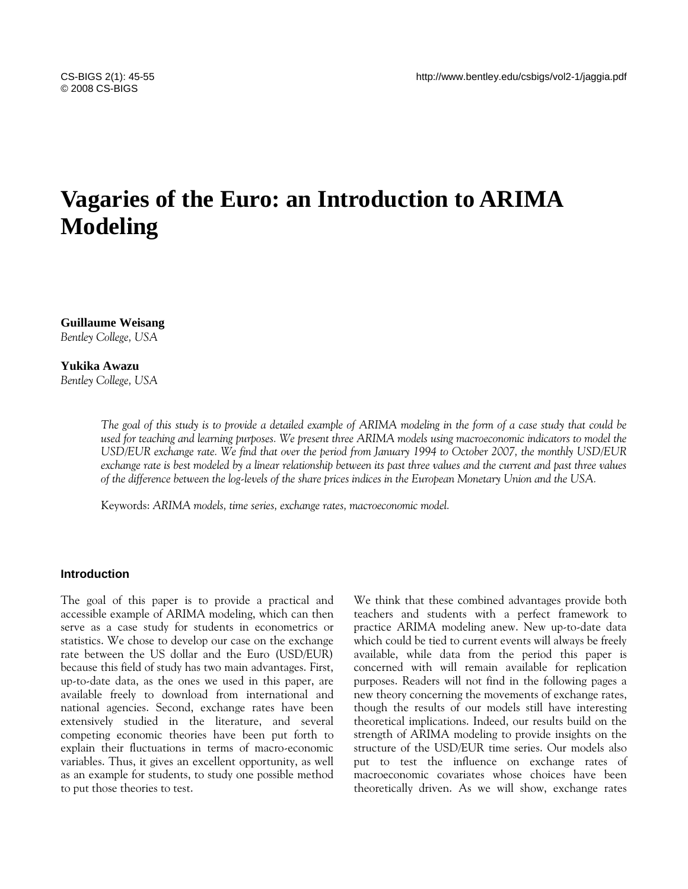# Vagaries of the Euro: an Introduction to ARIMA Modeling

**Guillaume Weisang**
*Bentley College, USA*

**Yukika Awazu**
*Bentley College, USA*

*The goal of this study is to provide a detailed example of ARIMA modeling in the form of a case study that could be used for teaching and learning purposes. We present three ARIMA models using macroeconomic indicators to model the USD/EUR exchange rate. We find that over the period from January 1994 to October 2007, the monthly USD/EUR exchange rate is best modeled by a linear relationship between its past three values and the current and past three values of the difference between the log-levels of the share prices indices in the European Monetary Union and the USA.*

Keywords: *ARIMA models, time series, exchange rates, macroeconomic model.*

## Introduction

The goal of this paper is to provide a practical and accessible example of ARIMA modeling, which can then serve as a case study for students in econometrics or statistics. We chose to develop our case on the exchange rate between the US dollar and the Euro (USD/EUR) because this field of study has two main advantages. First, up-to-date data, as the ones we used in this paper, are available freely to download from international and national agencies. Second, exchange rates have been extensively studied in the literature, and several competing economic theories have been put forth to explain their fluctuations in terms of macro-economic variables. Thus, it gives an excellent opportunity, as well as an example for students, to study one possible method to put those theories to test.

We think that these combined advantages provide both teachers and students with a perfect framework to practice ARIMA modeling anew. New up-to-date data which could be tied to current events will always be freely available, while data from the period this paper is concerned with will remain available for replication purposes. Readers will not find in the following pages a new theory concerning the movements of exchange rates, though the results of our models still have interesting theoretical implications. Indeed, our results build on the strength of ARIMA modeling to provide insights on the structure of the USD/EUR time series. Our models also put to test the influence on exchange rates of macroeconomic covariates whose choices have been theoretically driven. As we will show, exchange rates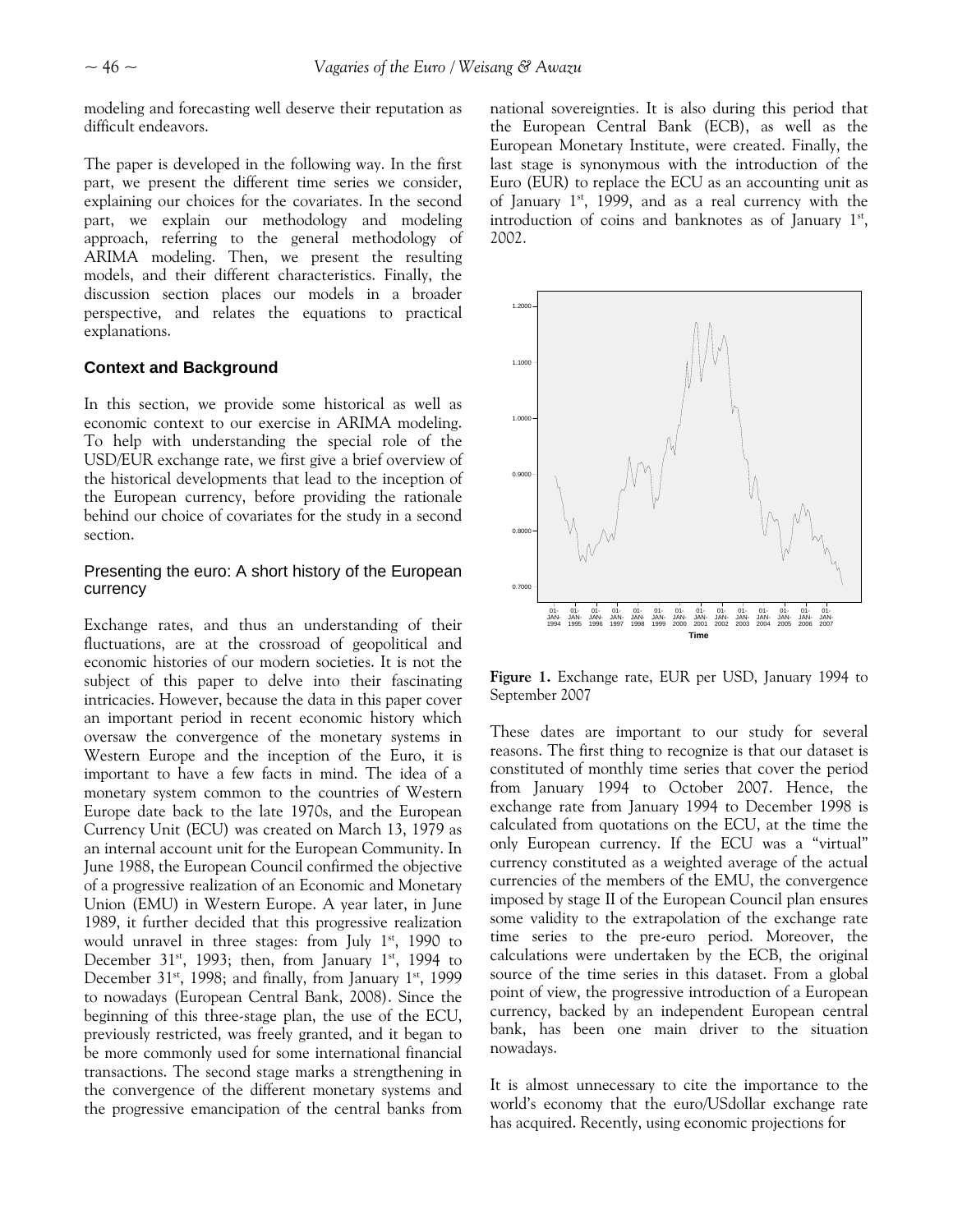modeling and forecasting well deserve their reputation as difficult endeavors.

The paper is developed in the following way. In the first part, we present the different time series we consider, explaining our choices for the covariates. In the second part, we explain our methodology and modeling approach, referring to the general methodology of ARIMA modeling. Then, we present the resulting models, and their different characteristics. Finally, the discussion section places our models in a broader perspective, and relates the equations to practical explanations.

## Context and Background

In this section, we provide some historical as well as economic context to our exercise in ARIMA modeling. To help with understanding the special role of the USD/EUR exchange rate, we first give a brief overview of the historical developments that lead to the inception of the European currency, before providing the rationale behind our choice of covariates for the study in a second section.

### Presenting the euro: A short history of the European currency

Exchange rates, and thus an understanding of their fluctuations, are at the crossroad of geopolitical and economic histories of our modern societies. It is not the subject of this paper to delve into their fascinating intricacies. However, because the data in this paper cover an important period in recent economic history which oversaw the convergence of the monetary systems in Western Europe and the inception of the Euro, it is important to have a few facts in mind. The idea of a monetary system common to the countries of Western Europe date back to the late 1970s, and the European Currency Unit (ECU) was created on March 13, 1979 as an internal account unit for the European Community. In June 1988, the European Council confirmed the objective of a progressive realization of an Economic and Monetary Union (EMU) in Western Europe. A year later, in June 1989, it further decided that this progressive realization would unravel in three stages: from July 1st, 1990 to December 31st, 1993; then, from January 1st, 1994 to December 31st, 1998; and finally, from January 1st, 1999 to nowadays (European Central Bank, 2008). Since the beginning of this three-stage plan, the use of the ECU, previously restricted, was freely granted, and it began to be more commonly used for some international financial transactions. The second stage marks a strengthening in the convergence of the different monetary systems and the progressive emancipation of the central banks from national sovereignties. It is also during this period that the European Central Bank (ECB), as well as the European Monetary Institute, were created. Finally, the last stage is synonymous with the introduction of the Euro (EUR) to replace the ECU as an accounting unit as of January 1st, 1999, and as a real currency with the introduction of coins and banknotes as of January 1st, 2002.

**Figure 1.** Exchange rate, EUR per USD, January 1994 to September 2007

These dates are important to our study for several reasons. The first thing to recognize is that our dataset is constituted of monthly time series that cover the period from January 1994 to October 2007. Hence, the exchange rate from January 1994 to December 1998 is calculated from quotations on the ECU, at the time the only European currency. If the ECU was a "virtual" currency constituted as a weighted average of the actual currencies of the members of the EMU, the convergence imposed by stage II of the European Council plan ensures some validity to the extrapolation of the exchange rate time series to the pre-euro period. Moreover, the calculations were undertaken by the ECB, the original source of the time series in this dataset. From a global point of view, the progressive introduction of a European currency, backed by an independent European central bank, has been one main driver to the situation nowadays.

It is almost unnecessary to cite the importance to the world's economy that the euro/USdollar exchange rate has acquired. Recently, using economic projections for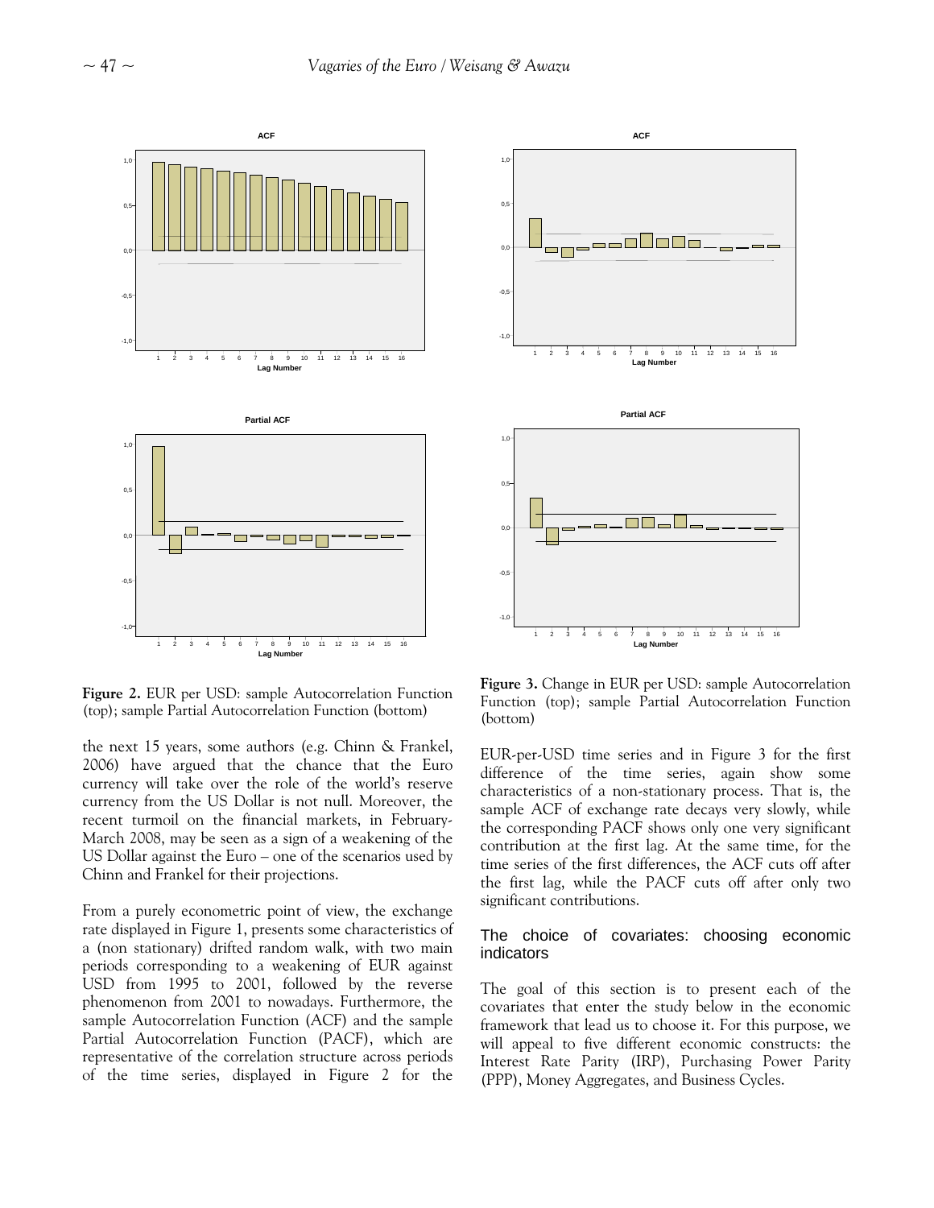**Figure 2.** EUR per USD: sample Autocorrelation Function (top); sample Partial Autocorrelation Function (bottom)

**Figure 3.** Change in EUR per USD: sample Autocorrelation Function (top); sample Partial Autocorrelation Function (bottom)

the next 15 years, some authors (e.g. Chinn & Frankel, 2006) have argued that the chance that the Euro currency will take over the role of the world's reserve currency from the US Dollar is not null. Moreover, the recent turmoil on the financial markets, in February-March 2008, may be seen as a sign of a weakening of the US Dollar against the Euro – one of the scenarios used by Chinn and Frankel for their projections.

From a purely econometric point of view, the exchange rate displayed in Figure 1, presents some characteristics of a (non stationary) drifted random walk, with two main periods corresponding to a weakening of EUR against USD from 1995 to 2001, followed by the reverse phenomenon from 2001 to nowadays. Furthermore, the sample Autocorrelation Function (ACF) and the sample Partial Autocorrelation Function (PACF), which are representative of the correlation structure across periods of the time series, displayed in Figure 2 for the EUR-per-USD time series and in Figure 3 for the first difference of the time series, again show some characteristics of a non-stationary process. That is, the sample ACF of exchange rate decays very slowly, while the corresponding PACF shows only one very significant contribution at the first lag. At the same time, for the time series of the first differences, the ACF cuts off after the first lag, while the PACF cuts off after only two significant contributions.

## The choice of covariates: choosing economic indicators

The goal of this section is to present each of the covariates that enter the study below in the economic framework that lead us to choose it. For this purpose, we will appeal to five different economic constructs: the Interest Rate Parity (IRP), Purchasing Power Parity (PPP), Money Aggregates, and Business Cycles.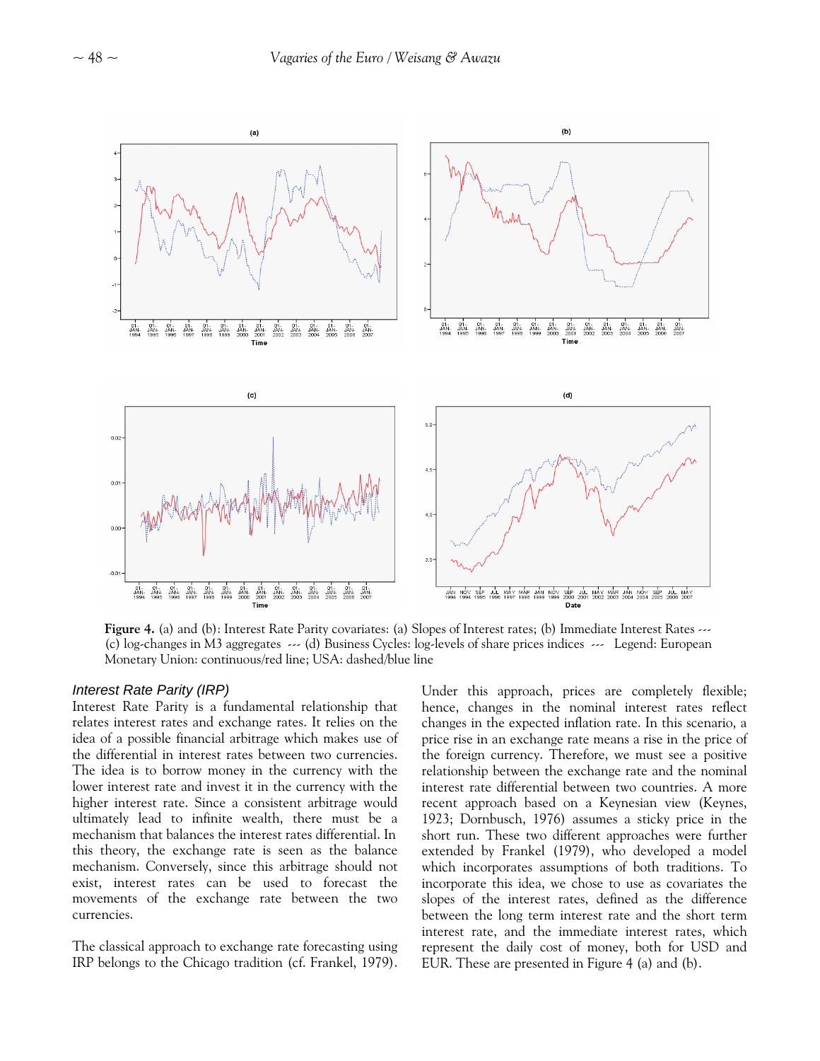**Figure 4.** (a) and (b): Interest Rate Parity covariates: (a) Slopes of Interest rates; (b) Immediate Interest Rates --- (c) log-changes in M3 aggregates --- (d) Business Cycles: log-levels of share prices indices --- Legend: European Monetary Union: continuous/red line; USA: dashed/blue line

### *Interest Rate Parity (IRP)*

Interest Rate Parity is a fundamental relationship that relates interest rates and exchange rates. It relies on the idea of a possible financial arbitrage which makes use of the differential in interest rates between two currencies. The idea is to borrow money in the currency with the lower interest rate and invest it in the currency with the higher interest rate. Since a consistent arbitrage would ultimately lead to infinite wealth, there must be a mechanism that balances the interest rates differential. In this theory, the exchange rate is seen as the balance mechanism. Conversely, since this arbitrage should not exist, interest rates can be used to forecast the movements of the exchange rate between the two currencies.

The classical approach to exchange rate forecasting using IRP belongs to the Chicago tradition (cf. Frankel, 1979). Under this approach, prices are completely flexible; hence, changes in the nominal interest rates reflect changes in the expected inflation rate. In this scenario, a price rise in an exchange rate means a rise in the price of the foreign currency. Therefore, we must see a positive relationship between the exchange rate and the nominal interest rate differential between two countries. A more recent approach based on a Keynesian view (Keynes, 1923; Dornbusch, 1976) assumes a sticky price in the short run. These two different approaches were further extended by Frankel (1979), who developed a model which incorporates assumptions of both traditions. To incorporate this idea, we chose to use as covariates the slopes of the interest rates, defined as the difference between the long term interest rate and the short term interest rate, and the immediate interest rates, which represent the daily cost of money, both for USD and EUR. These are presented in Figure 4 (a) and (b).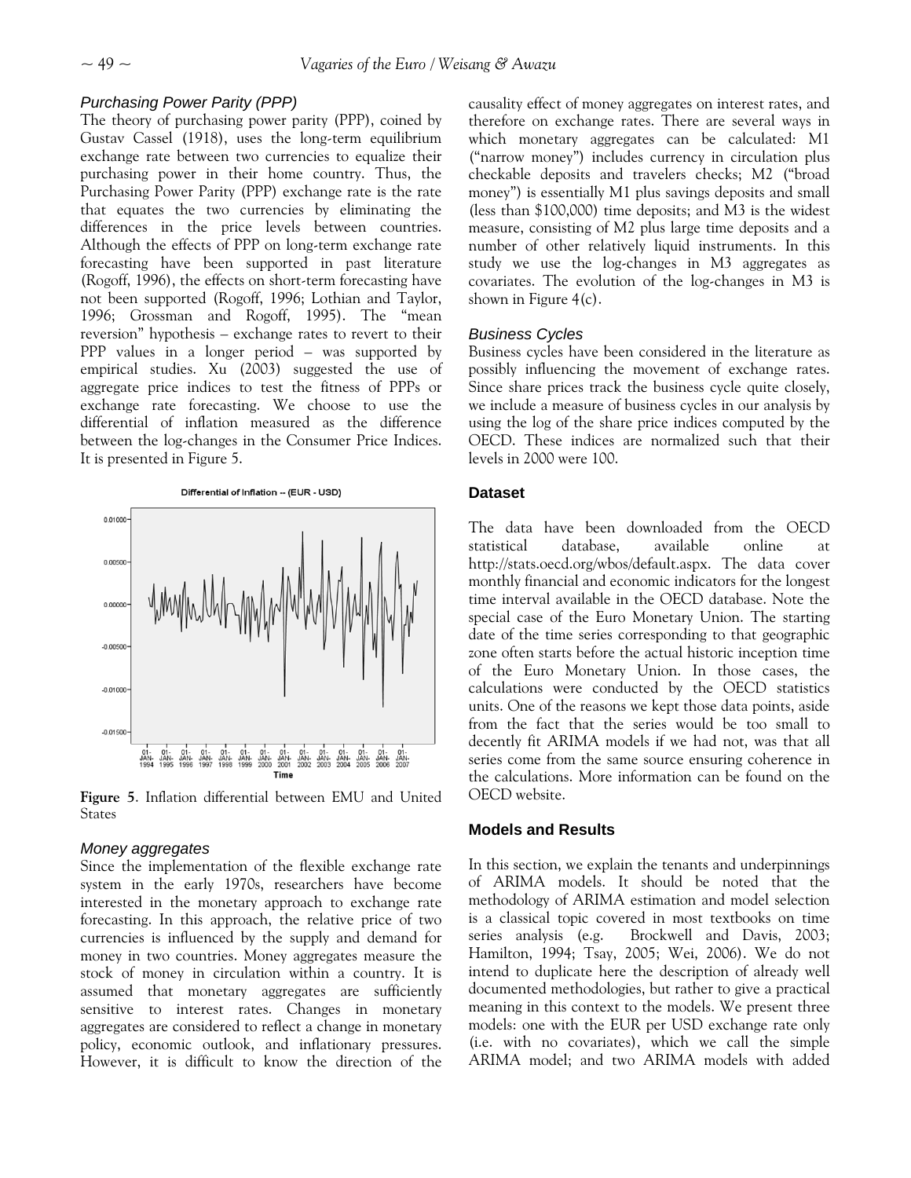### *Purchasing Power Parity (PPP)*

The theory of purchasing power parity (PPP), coined by Gustav Cassel (1918), uses the long-term equilibrium exchange rate between two currencies to equalize their purchasing power in their home country. Thus, the Purchasing Power Parity (PPP) exchange rate is the rate that equates the two currencies by eliminating the differences in the price levels between countries. Although the effects of PPP on long-term exchange rate forecasting have been supported in past literature (Rogoff, 1996), the effects on short-term forecasting have not been supported (Rogoff, 1996; Lothian and Taylor, 1996; Grossman and Rogoff, 1995). The "mean reversion" hypothesis – exchange rates to revert to their PPP values in a longer period – was supported by empirical studies. Xu (2003) suggested the use of aggregate price indices to test the fitness of PPPs or exchange rate forecasting. We choose to use the differential of inflation measured as the difference between the log-changes in the Consumer Price Indices. It is presented in Figure 5.

**Figure 5**. Inflation differential between EMU and United States

### *Money aggregates*

Since the implementation of the flexible exchange rate system in the early 1970s, researchers have become interested in the monetary approach to exchange rate forecasting. In this approach, the relative price of two currencies is influenced by the supply and demand for money in two countries. Money aggregates measure the stock of money in circulation within a country. It is assumed that monetary aggregates are sufficiently sensitive to interest rates. Changes in monetary aggregates are considered to reflect a change in monetary policy, economic outlook, and inflationary pressures. However, it is difficult to know the direction of the causality effect of money aggregates on interest rates, and therefore on exchange rates. There are several ways in which monetary aggregates can be calculated: M1 ("narrow money") includes currency in circulation plus checkable deposits and travelers checks; M2 ("broad money") is essentially M1 plus savings deposits and small (less than $100,000) time deposits; and M3 is the widest measure, consisting of M2 plus large time deposits and a number of other relatively liquid instruments. In this study we use the log-changes in M3 aggregates as covariates. The evolution of the log-changes in M3 is shown in Figure 4(c).

### *Business Cycles*

Business cycles have been considered in the literature as possibly influencing the movement of exchange rates. Since share prices track the business cycle quite closely, we include a measure of business cycles in our analysis by using the log of the share price indices computed by the OECD. These indices are normalized such that their levels in 2000 were 100.

## Dataset

The data have been downloaded from the OECD statistical database, available online at http://stats.oecd.org/wbos/default.aspx. The data cover monthly financial and economic indicators for the longest time interval available in the OECD database. Note the special case of the Euro Monetary Union. The starting date of the time series corresponding to that geographic zone often starts before the actual historic inception time of the Euro Monetary Union. In those cases, the calculations were conducted by the OECD statistics units. One of the reasons we kept those data points, aside from the fact that the series would be too small to decently fit ARIMA models if we had not, was that all series come from the same source ensuring coherence in the calculations. More information can be found on the OECD website.

## Models and Results

In this section, we explain the tenants and underpinnings of ARIMA models. It should be noted that the methodology of ARIMA estimation and model selection is a classical topic covered in most textbooks on time series analysis (e.g. Brockwell and Davis, 2003; Hamilton, 1994; Tsay, 2005; Wei, 2006). We do not intend to duplicate here the description of already well documented methodologies, but rather to give a practical meaning in this context to the models. We present three models: one with the EUR per USD exchange rate only (i.e. with no covariates), which we call the simple ARIMA model; and two ARIMA models with added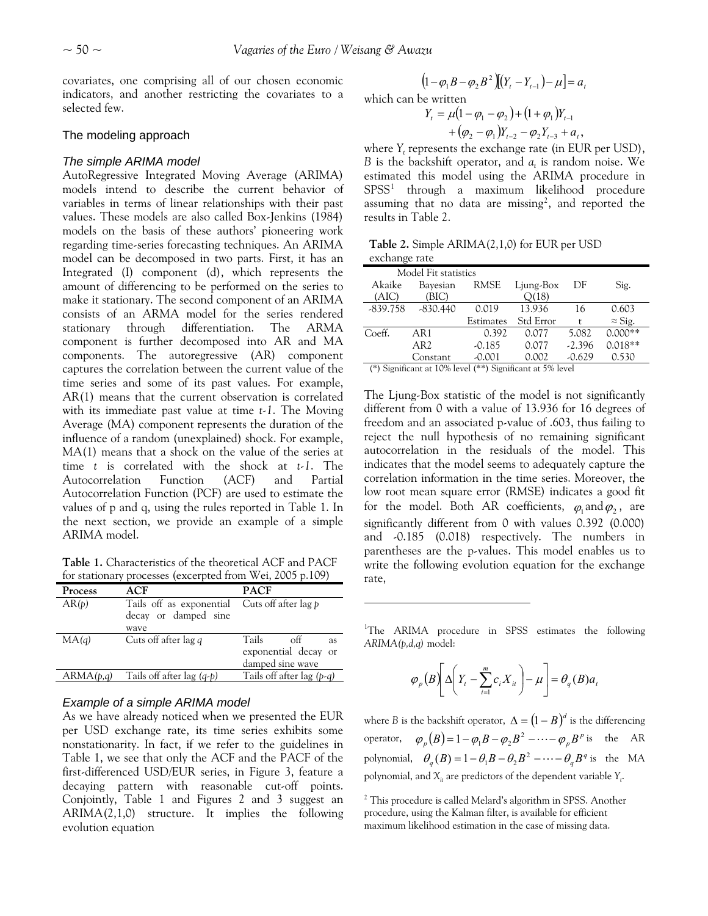covariates, one comprising all of our chosen economic indicators, and another restricting the covariates to a selected few.

## The modeling approach

### *The simple ARIMA model*

AutoRegressive Integrated Moving Average (ARIMA) models intend to describe the current behavior of variables in terms of linear relationships with their past values. These models are also called Box-Jenkins (1984) models on the basis of these authors' pioneering work regarding time-series forecasting techniques. An ARIMA model can be decomposed in two parts. First, it has an Integrated (I) component (d), which represents the amount of differencing to be performed on the series to make it stationary. The second component of an ARIMA consists of an ARMA model for the series rendered stationary through differentiation. The ARMA component is further decomposed into AR and MA components. The autoregressive (AR) component captures the correlation between the current value of the time series and some of its past values. For example, AR(1) means that the current observation is correlated with its immediate past value at time *t-1*. The Moving Average (MA) component represents the duration of the influence of a random (unexplained) shock. For example, MA(1) means that a shock on the value of the series at time *t* is correlated with the shock at *t-1*. The Autocorrelation Function (ACF) and Partial Autocorrelation Function (PCF) are used to estimate the values of p and q, using the rules reported in Table 1. In the next section, we provide an example of a simple ARIMA model.

**Table 1.** Characteristics of the theoretical ACF and PACF for stationary processes (excerpted from Wei, 2005 p.109)

| Process | ACF | PACF |
|---|---|---|
| AR(*p*) | Tails off as exponential decay or damped sine wave | Cuts off after lag *p* |
| MA(*q*) | Cuts off after lag *q* | Tails off as exponential decay or damped sine wave |
| ARMA(*p,q*) | Tails off after lag (*q-p*) | Tails off after lag (*p-q*) |

### *Example of a simple ARIMA model*

As we have already noticed when we presented the EUR per USD exchange rate, its time series exhibits some nonstationarity. In fact, if we refer to the guidelines in Table 1, we see that only the ACF and the PACF of the first-differenced USD/EUR series, in Figure 3, feature a decaying pattern with reasonable cut-off points. Conjointly, Table 1 and Figures 2 and 3 suggest an ARIMA(2,1,0) structure. It implies the following evolution equation

$$\left(1-\varphi_1 B-\varphi_2 B^2\right)\left[\left(Y_t-Y_{t-1}\right)-\mu\right]=a_t$$

which can be written

$$Y_t=\mu\left(1-\varphi_1-\varphi_2\right)+\left(1+\varphi_1\right)Y_{t-1}+\left(\varphi_2-\varphi_1\right)Y_{t-2}-\varphi_2 Y_{t-3}+a_t,$$

where $Y_t$ represents the exchange rate (in EUR per USD), *B* is the backshift operator, and $a_t$ is random noise. We estimated this model using the ARIMA procedure in SPSS[1] through a maximum likelihood procedure assuming that no data are missing[2], and reported the results in Table 2.

**Table 2.** Simple ARIMA(2,1,0) for EUR per USD exchange rate

| Model Fit statistics | | | | | |
|---|---|---|---|---|---|
| Akaike (AIC) | Bayesian (BIC) | RMSE | Ljung-Box Q(18) | DF | Sig. |
| -839.758 | -830.440 | 0.019 | 13.936 | 16 | 0.603 |
| | | Estimates | Std Error | t | ≈ Sig. |
| Coeff. | AR1 | 0.392 | 0.077 | 5.082 | 0.000** |
| | AR2 | -0.185 | 0.077 | -2.396 | 0.018** |
| | Constant | -0.001 | 0.002 | -0.629 | 0.530 |

(*) Significant at 10% level (**) Significant at 5% level

The Ljung-Box statistic of the model is not significantly different from 0 with a value of 13.936 for 16 degrees of freedom and an associated p-value of .603, thus failing to reject the null hypothesis of no remaining significant autocorrelation in the residuals of the model. This indicates that the model seems to adequately capture the correlation information in the time series. Moreover, the low root mean square error (RMSE) indicates a good fit for the model. Both AR coefficients, $\varphi_1$ and $\varphi_2$, are significantly different from 0 with values 0.392 (0.000) and -0.185 (0.018) respectively. The numbers in parentheses are the p-values. This model enables us to write the following evolution equation for the exchange rate,

---

[1] The ARIMA procedure in SPSS estimates the following *ARIMA(p,d,q)* model:

$$\varphi_p(B)\left[\Delta\left(Y_t-\sum_{i=1}^{m}c_i X_{it}\right)-\mu\right]=\theta_q(B)a_t$$

where *B* is the backshift operator, $\Delta=(1-B)^d$ is the differencing operator, $\varphi_p(B)=1-\varphi_1 B-\varphi_2 B^2-\cdots-\varphi_p B^p$ is the AR polynomial, $\theta_q(B)=1-\theta_1 B-\theta_2 B^2-\cdots-\theta_q B^q$ is the MA polynomial, and $X_{it}$ are predictors of the dependent variable $Y_t$.

[2] This procedure is called Melard's algorithm in SPSS. Another procedure, using the Kalman filter, is available for efficient maximum likelihood estimation in the case of missing data.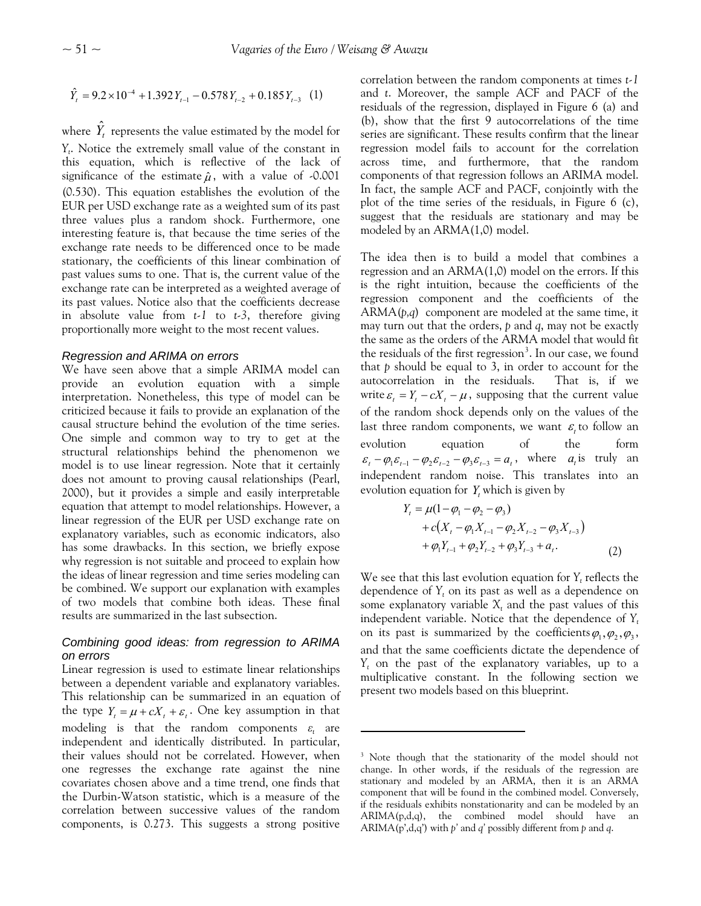$$\hat{Y}_t = 9.2 \times 10^{-4} + 1.392\, Y_{t-1} - 0.578\, Y_{t-2} + 0.185\, Y_{t-3} \quad (1)$$

where $\hat{Y}_t$ represents the value estimated by the model for $Y_t$. Notice the extremely small value of the constant in this equation, which is reflective of the lack of significance of the estimate $\hat{\mu}$, with a value of -0.001 (0.530). This equation establishes the evolution of the EUR per USD exchange rate as a weighted sum of its past three values plus a random shock. Furthermore, one interesting feature is, that because the time series of the exchange rate needs to be differenced once to be made stationary, the coefficients of this linear combination of past values sums to one. That is, the current value of the exchange rate can be interpreted as a weighted average of its past values. Notice also that the coefficients decrease in absolute value from *t-1* to *t-3*, therefore giving proportionally more weight to the most recent values.

### *Regression and ARIMA on errors*

We have seen above that a simple ARIMA model can provide an evolution equation with a simple interpretation. Nonetheless, this type of model can be criticized because it fails to provide an explanation of the causal structure behind the evolution of the time series. One simple and common way to try to get at the structural relationships behind the phenomenon we model is to use linear regression. Note that it certainly does not amount to proving causal relationships (Pearl, 2000), but it provides a simple and easily interpretable equation that attempt to model relationships. However, a linear regression of the EUR per USD exchange rate on explanatory variables, such as economic indicators, also has some drawbacks. In this section, we briefly expose why regression is not suitable and proceed to explain how the ideas of linear regression and time series modeling can be combined. We support our explanation with examples of two models that combine both ideas. These final results are summarized in the last subsection.

### *Combining good ideas: from regression to ARIMA on errors*

Linear regression is used to estimate linear relationships between a dependent variable and explanatory variables. This relationship can be summarized in an equation of the type $Y_t = \mu + cX_t + \varepsilon_t$. One key assumption in that modeling is that the random components $\varepsilon_t$ are independent and identically distributed. In particular, their values should not be correlated. However, when one regresses the exchange rate against the nine covariates chosen above and a time trend, one finds that the Durbin-Watson statistic, which is a measure of the correlation between successive values of the random components, is 0.273. This suggests a strong positive correlation between the random components at times *t-1* and *t*. Moreover, the sample ACF and PACF of the residuals of the regression, displayed in Figure 6 (a) and (b), show that the first 9 autocorrelations of the time series are significant. These results confirm that the linear regression model fails to account for the correlation across time, and furthermore, that the random components of that regression follows an ARIMA model. In fact, the sample ACF and PACF, conjointly with the plot of the time series of the residuals, in Figure 6 (c), suggest that the residuals are stationary and may be modeled by an ARMA(1,0) model.

The idea then is to build a model that combines a regression and an ARMA(1,0) model on the errors. If this is the right intuition, because the coefficients of the regression component and the coefficients of the ARMA($p$,$q$) component are modeled at the same time, it may turn out that the orders, $p$ and $q$, may not be exactly the same as the orders of the ARMA model that would fit the residuals of the first regression[3]. In our case, we found that $p$ should be equal to 3, in order to account for the autocorrelation in the residuals. That is, if we write $\varepsilon_t = Y_t - cX_t - \mu$, supposing that the current value of the random shock depends only on the values of the last three random components, we want $\varepsilon_t$ to follow an evolution equation of the form $\varepsilon_t - \varphi_1\varepsilon_{t-1} - \varphi_2\varepsilon_{t-2} - \varphi_3\varepsilon_{t-3} = a_t$, where $a_t$ is truly an independent random noise. This translates into an evolution equation for $Y_t$ which is given by

$$\begin{aligned} Y_t &= \mu(1 - \varphi_1 - \varphi_2 - \varphi_3) \\ &\quad + c\left(X_t - \varphi_1 X_{t-1} - \varphi_2 X_{t-2} - \varphi_3 X_{t-3}\right) \\ &\quad + \varphi_1 Y_{t-1} + \varphi_2 Y_{t-2} + \varphi_3 Y_{t-3} + a_t. \end{aligned} \quad (2)$$

We see that this last evolution equation for $Y_t$ reflects the dependence of $Y_t$ on its past as well as a dependence on some explanatory variable $X_t$ and the past values of this independent variable. Notice that the dependence of $Y_t$ on its past is summarized by the coefficients $\varphi_1, \varphi_2, \varphi_3$, and that the same coefficients dictate the dependence of $Y_t$ on the past of the explanatory variables, up to a multiplicative constant. In the following section we present two models based on this blueprint.

---

[3] Note though that the stationarity of the model should not change. In other words, if the residuals of the regression are stationary and modeled by an ARMA, then it is an ARMA component that will be found in the combined model. Conversely, if the residuals exhibits nonstationarity and can be modeled by an ARIMA(p,d,q), the combined model should have an ARIMA(p',d,q') with $p$' and $q$' possibly different from $p$ and $q$.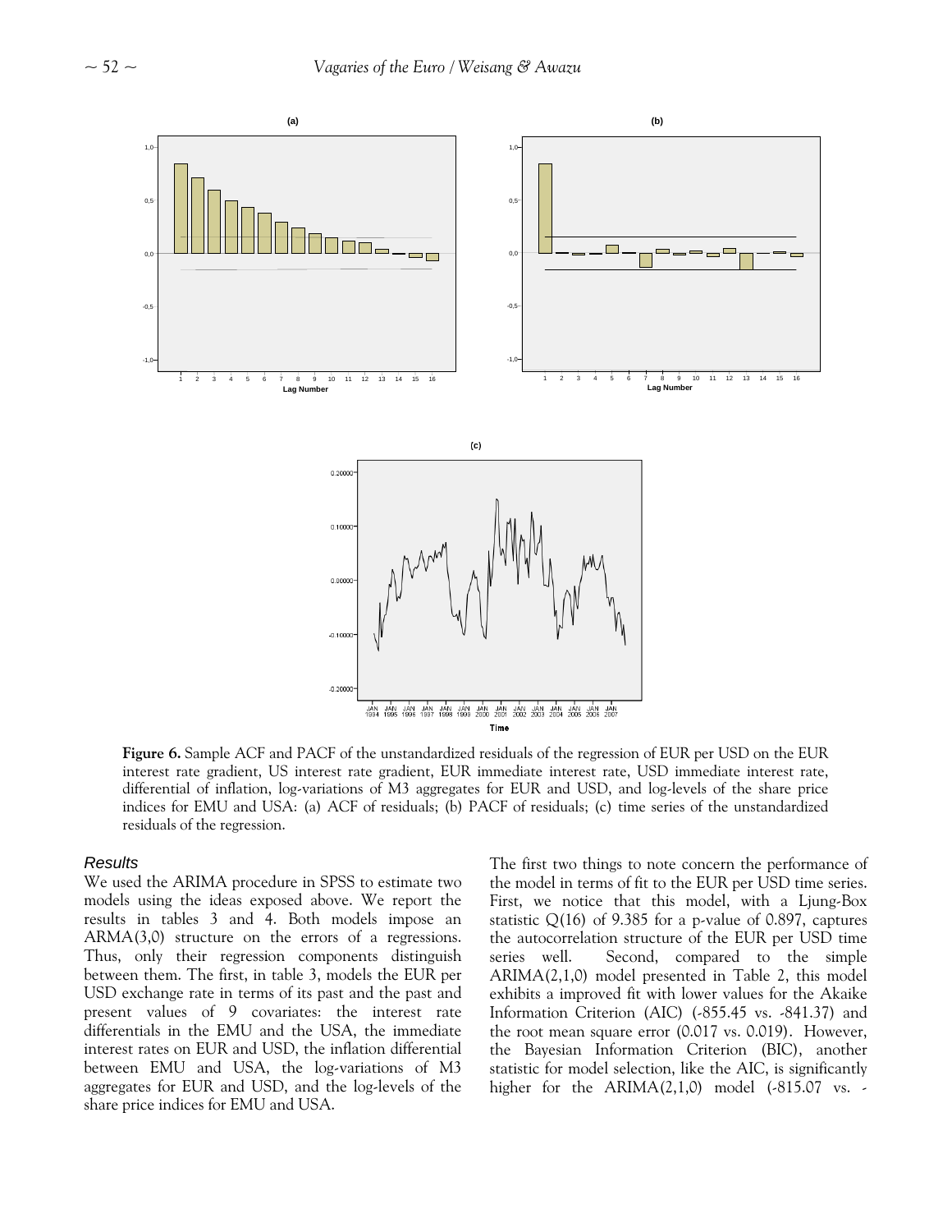**Figure 6.** Sample ACF and PACF of the unstandardized residuals of the regression of EUR per USD on the EUR interest rate gradient, US interest rate gradient, EUR immediate interest rate, USD immediate interest rate, differential of inflation, log-variations of M3 aggregates for EUR and USD, and log-levels of the share price indices for EMU and USA: (a) ACF of residuals; (b) PACF of residuals; (c) time series of the unstandardized residuals of the regression.

### *Results*

We used the ARIMA procedure in SPSS to estimate two models using the ideas exposed above. We report the results in tables 3 and 4. Both models impose an ARMA(3,0) structure on the errors of a regressions. Thus, only their regression components distinguish between them. The first, in table 3, models the EUR per USD exchange rate in terms of its past and the past and present values of 9 covariates: the interest rate differentials in the EMU and the USA, the immediate interest rates on EUR and USD, the inflation differential between EMU and USA, the log-variations of M3 aggregates for EUR and USD, and the log-levels of the share price indices for EMU and USA.

The first two things to note concern the performance of the model in terms of fit to the EUR per USD time series. First, we notice that this model, with a Ljung-Box statistic $Q(16)$ of 9.385 for a p-value of 0.897, captures the autocorrelation structure of the EUR per USD time series well. Second, compared to the simple ARIMA(2,1,0) model presented in Table 2, this model exhibits a improved fit with lower values for the Akaike Information Criterion (AIC) (-855.45 vs. -841.37) and the root mean square error (0.017 vs. 0.019). However, the Bayesian Information Criterion (BIC), another statistic for model selection, like the AIC, is significantly higher for the ARIMA(2,1,0) model (-815.07 vs. -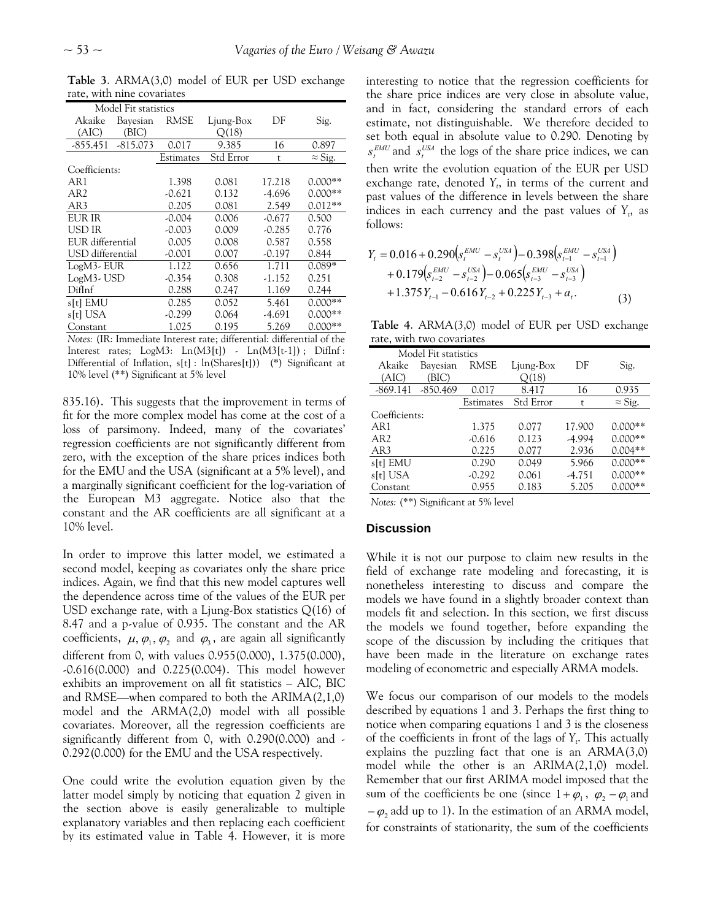**Table 3**. ARMA(3,0) model of EUR per USD exchange rate, with nine covariates

| Model Fit statistics | | | | | |
|---|---|---|---|---|---|
| Akaike (AIC) | Bayesian (BIC) | RMSE | Ljung-Box Q(18) | DF | Sig. |
| -855.451 | -815.073 | 0.017 | 9.385 | 16 | 0.897 |
| | | Estimates | Std Error | t | ≈ Sig. |
| Coefficients: | | | | | |
| AR1 | | 1.398 | 0.081 | 17.218 | 0.000** |
| AR2 | | -0.621 | 0.132 | -4.696 | 0.000** |
| AR3 | | 0.205 | 0.081 | 2.549 | 0.012** |
| EUR IR | | -0.004 | 0.006 | -0.677 | 0.500 |
| USD IR | | -0.003 | 0.009 | -0.285 | 0.776 |
| EUR differential | | 0.005 | 0.008 | 0.587 | 0.558 |
| USD differential | | -0.001 | 0.007 | -0.197 | 0.844 |
| LogM3- EUR | | 1.122 | 0.656 | 1.711 | 0.089* |
| LogM3- USD | | -0.354 | 0.308 | -1.152 | 0.251 |
| DifInf | | 0.288 | 0.247 | 1.169 | 0.244 |
| s[t] EMU | | 0.285 | 0.052 | 5.461 | 0.000** |
| s[t] USA | | -0.299 | 0.064 | -4.691 | 0.000** |
| Constant | | 1.025 | 0.195 | 5.269 | 0.000** |

*Notes:* (IR: Immediate Interest rate; differential: differential of the Interest rates; LogM3: Ln(M3[t]) - Ln(M3[t-1]) ; DifInf : Differential of Inflation, s[t] : ln(Shares[t])) (*) Significant at 10% level (**) Significant at 5% level

835.16). This suggests that the improvement in terms of fit for the more complex model has come at the cost of a loss of parsimony. Indeed, many of the covariates' regression coefficients are not significantly different from zero, with the exception of the share prices indices both for the EMU and the USA (significant at a 5% level), and a marginally significant coefficient for the log-variation of the European M3 aggregate. Notice also that the constant and the AR coefficients are all significant at a 10% level.

In order to improve this latter model, we estimated a second model, keeping as covariates only the share price indices. Again, we find that this new model captures well the dependence across time of the values of the EUR per USD exchange rate, with a Ljung-Box statistics Q(16) of 8.47 and a p-value of 0.935. The constant and the AR coefficients, $\mu, \varphi_1, \varphi_2$ and $\varphi_3$, are again all significantly different from 0, with values 0.955(0.000), 1.375(0.000), -0.616(0.000) and 0.225(0.004). This model however exhibits an improvement on all fit statistics – AIC, BIC and RMSE—when compared to both the ARIMA(2,1,0) model and the ARMA(2,0) model with all possible covariates. Moreover, all the regression coefficients are significantly different from 0, with 0.290(0.000) and -0.292(0.000) for the EMU and the USA respectively.

One could write the evolution equation given by the latter model simply by noticing that equation 2 given in the section above is easily generalizable to multiple explanatory variables and then replacing each coefficient by its estimated value in Table 4. However, it is more interesting to notice that the regression coefficients for the share price indices are very close in absolute value, and in fact, considering the standard errors of each estimate, not distinguishable. We therefore decided to set both equal in absolute value to 0.290. Denoting by $s_t^{EMU}$ and $s_t^{USA}$ the logs of the share price indices, we can then write the evolution equation of the EUR per USD exchange rate, denoted $Y_t$, in terms of the current and past values of the difference in levels between the share indices in each currency and the past values of $Y_t$, as follows:

$$
\begin{aligned}
Y_t = 0.016 &+ 0.290\left(s_t^{EMU} - s_t^{USA}\right) - 0.398\left(s_{t-1}^{EMU} - s_{t-1}^{USA}\right) \\
&+ 0.179\left(s_{t-2}^{EMU} - s_{t-2}^{USA}\right) - 0.065\left(s_{t-3}^{EMU} - s_{t-3}^{USA}\right) \\
&+ 1.375\,Y_{t-1} - 0.616\,Y_{t-2} + 0.225\,Y_{t-3} + a_t.
\end{aligned} \tag{3}
$$

**Table 4**. ARMA(3,0) model of EUR per USD exchange rate, with two covariates

| Model Fit statistics | | | | | |
|---|---|---|---|---|---|
| Akaike (AIC) | Bayesian (BIC) | RMSE | Ljung-Box Q(18) | DF | Sig. |
| -869.141 | -850.469 | 0.017 | 8.417 | 16 | 0.935 |
| | | Estimates | Std Error | t | ≈ Sig. |
| Coefficients: | | | | | |
| AR1 | | 1.375 | 0.077 | 17.900 | 0.000** |
| AR2 | | -0.616 | 0.123 | -4.994 | 0.000** |
| AR3 | | 0.225 | 0.077 | 2.936 | 0.004** |
| s[t] EMU | | 0.290 | 0.049 | 5.966 | 0.000** |
| s[t] USA | | -0.292 | 0.061 | -4.751 | 0.000** |
| Constant | | 0.955 | 0.183 | 5.205 | 0.000** |

*Notes:* (**) Significant at 5% level

## Discussion

While it is not our purpose to claim new results in the field of exchange rate modeling and forecasting, it is nonetheless interesting to discuss and compare the models we have found in a slightly broader context than models fit and selection. In this section, we first discuss the models we found together, before expanding the scope of the discussion by including the critiques that have been made in the literature on exchange rates modeling of econometric and especially ARMA models.

We focus our comparison of our models to the models described by equations 1 and 3. Perhaps the first thing to notice when comparing equations 1 and 3 is the closeness of the coefficients in front of the lags of $Y_t$. This actually explains the puzzling fact that one is an ARMA(3,0) model while the other is an ARIMA(2,1,0) model. Remember that our first ARIMA model imposed that the sum of the coefficients be one (since $1+\varphi_1$, $\varphi_2 - \varphi_1$ and $-\varphi_2$ add up to 1). In the estimation of an ARMA model, for constraints of stationarity, the sum of the coefficients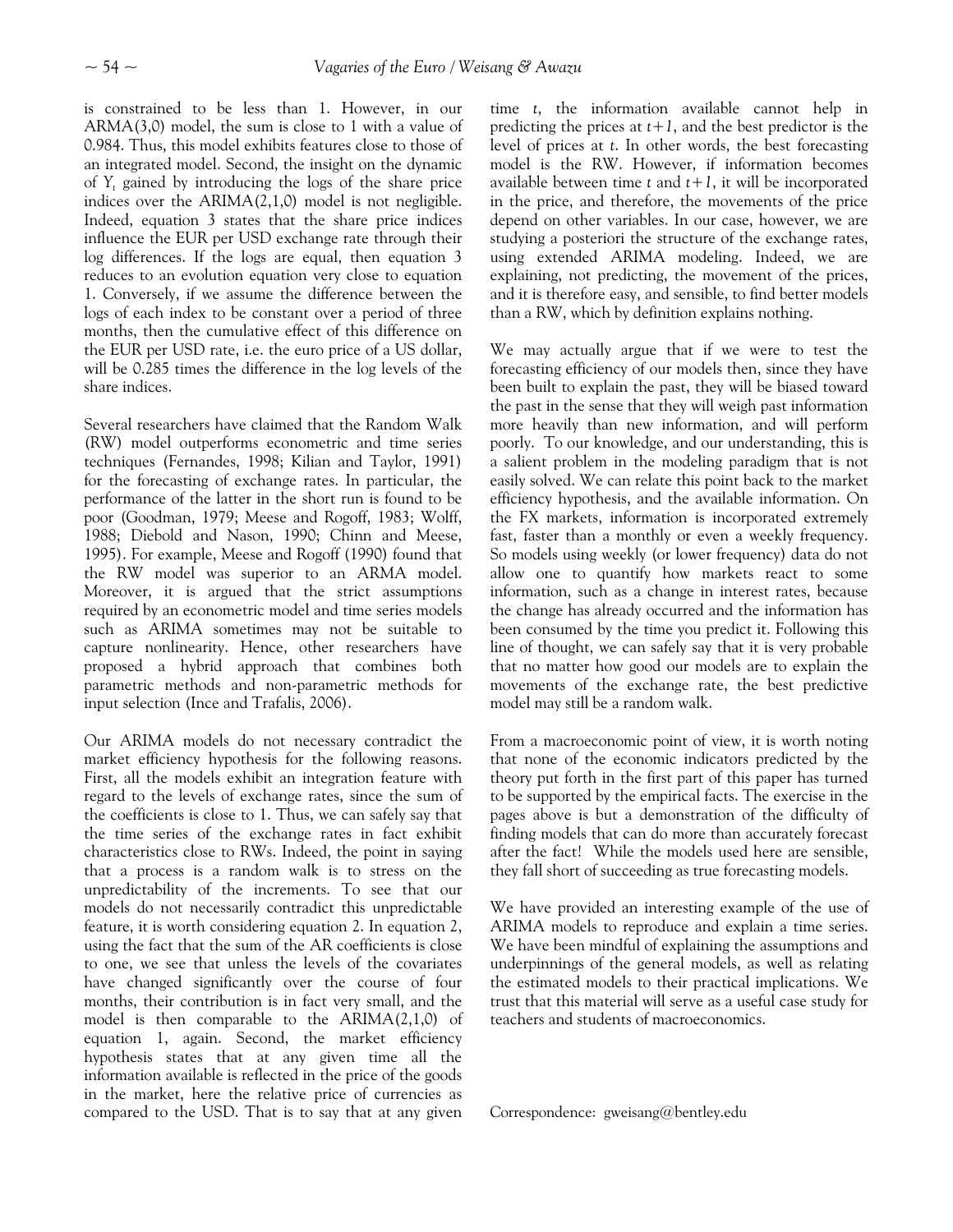is constrained to be less than 1. However, in our ARMA(3,0) model, the sum is close to 1 with a value of 0.984. Thus, this model exhibits features close to those of an integrated model. Second, the insight on the dynamic of $Y_t$ gained by introducing the logs of the share price indices over the ARIMA(2,1,0) model is not negligible. Indeed, equation 3 states that the share price indices influence the EUR per USD exchange rate through their log differences. If the logs are equal, then equation 3 reduces to an evolution equation very close to equation 1. Conversely, if we assume the difference between the logs of each index to be constant over a period of three months, then the cumulative effect of this difference on the EUR per USD rate, i.e. the euro price of a US dollar, will be 0.285 times the difference in the log levels of the share indices.

Several researchers have claimed that the Random Walk (RW) model outperforms econometric and time series techniques (Fernandes, 1998; Kilian and Taylor, 1991) for the forecasting of exchange rates. In particular, the performance of the latter in the short run is found to be poor (Goodman, 1979; Meese and Rogoff, 1983; Wolff, 1988; Diebold and Nason, 1990; Chinn and Meese, 1995). For example, Meese and Rogoff (1990) found that the RW model was superior to an ARMA model. Moreover, it is argued that the strict assumptions required by an econometric model and time series models such as ARIMA sometimes may not be suitable to capture nonlinearity. Hence, other researchers have proposed a hybrid approach that combines both parametric methods and non-parametric methods for input selection (Ince and Trafalis, 2006).

Our ARIMA models do not necessary contradict the market efficiency hypothesis for the following reasons. First, all the models exhibit an integration feature with regard to the levels of exchange rates, since the sum of the coefficients is close to 1. Thus, we can safely say that the time series of the exchange rates in fact exhibit characteristics close to RWs. Indeed, the point in saying that a process is a random walk is to stress on the unpredictability of the increments. To see that our models do not necessarily contradict this unpredictable feature, it is worth considering equation 2. In equation 2, using the fact that the sum of the AR coefficients is close to one, we see that unless the levels of the covariates have changed significantly over the course of four months, their contribution is in fact very small, and the model is then comparable to the ARIMA(2,1,0) of equation 1, again. Second, the market efficiency hypothesis states that at any given time all the information available is reflected in the price of the goods in the market, here the relative price of currencies as compared to the USD. That is to say that at any given time $t$, the information available cannot help in predicting the prices at $t+1$, and the best predictor is the level of prices at $t$. In other words, the best forecasting model is the RW. However, if information becomes available between time $t$ and $t+1$, it will be incorporated in the price, and therefore, the movements of the price depend on other variables. In our case, however, we are studying a posteriori the structure of the exchange rates, using extended ARIMA modeling. Indeed, we are explaining, not predicting, the movement of the prices, and it is therefore easy, and sensible, to find better models than a RW, which by definition explains nothing.

We may actually argue that if we were to test the forecasting efficiency of our models then, since they have been built to explain the past, they will be biased toward the past in the sense that they will weigh past information more heavily than new information, and will perform poorly. To our knowledge, and our understanding, this is a salient problem in the modeling paradigm that is not easily solved. We can relate this point back to the market efficiency hypothesis, and the available information. On the FX markets, information is incorporated extremely fast, faster than a monthly or even a weekly frequency. So models using weekly (or lower frequency) data do not allow one to quantify how markets react to some information, such as a change in interest rates, because the change has already occurred and the information has been consumed by the time you predict it. Following this line of thought, we can safely say that it is very probable that no matter how good our models are to explain the movements of the exchange rate, the best predictive model may still be a random walk.

From a macroeconomic point of view, it is worth noting that none of the economic indicators predicted by the theory put forth in the first part of this paper has turned to be supported by the empirical facts. The exercise in the pages above is but a demonstration of the difficulty of finding models that can do more than accurately forecast after the fact! While the models used here are sensible, they fall short of succeeding as true forecasting models.

We have provided an interesting example of the use of ARIMA models to reproduce and explain a time series. We have been mindful of explaining the assumptions and underpinnings of the general models, as well as relating the estimated models to their practical implications. We trust that this material will serve as a useful case study for teachers and students of macroeconomics.

Correspondence: gweisang@bentley.edu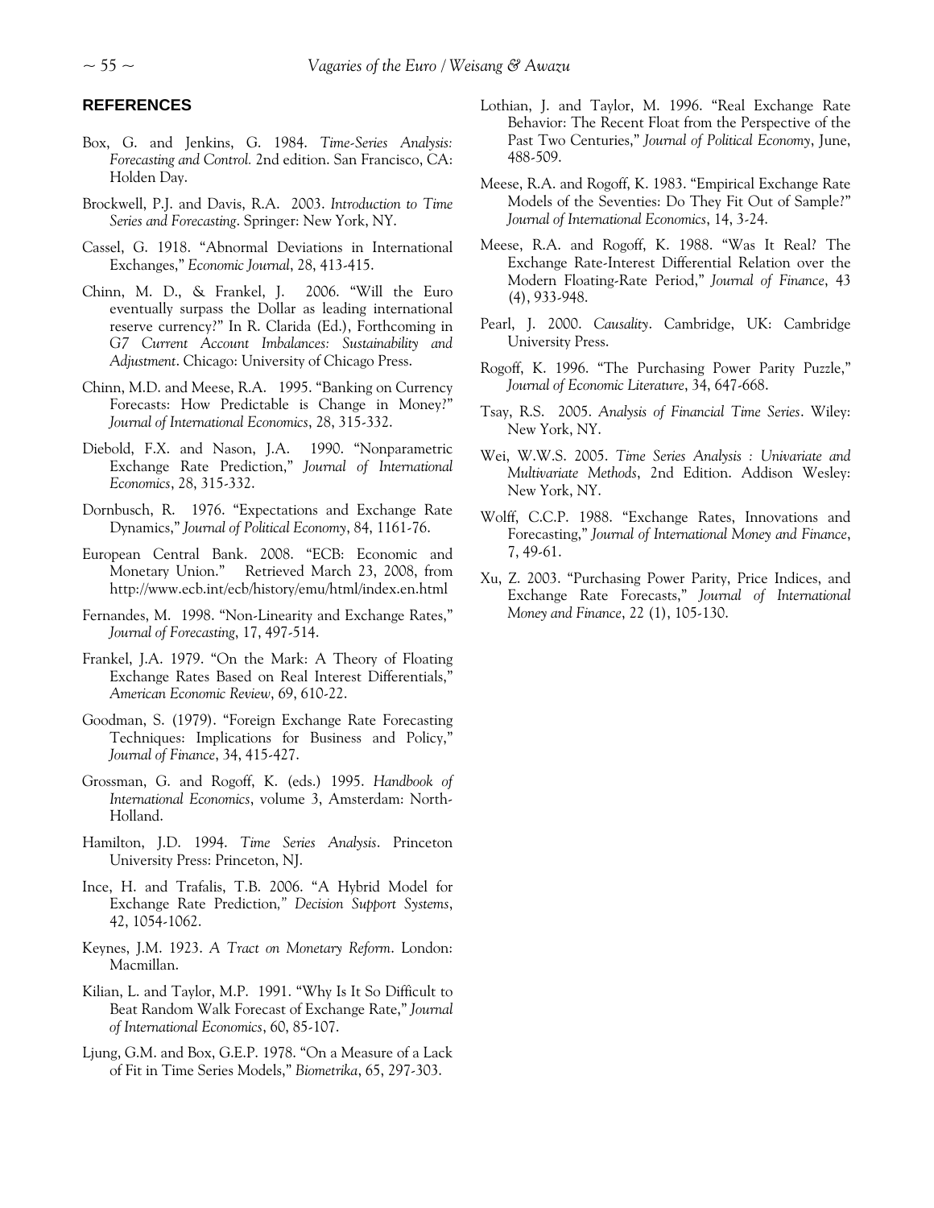## REFERENCES

Box, G. and Jenkins, G. 1984. *Time-Series Analysis: Forecasting and Control.* 2nd edition. San Francisco, CA: Holden Day.

Brockwell, P.J. and Davis, R.A. 2003. *Introduction to Time Series and Forecasting*. Springer: New York, NY.

Cassel, G. 1918. "Abnormal Deviations in International Exchanges," *Economic Journal*, 28, 413-415.

Chinn, M. D., & Frankel, J. 2006. "Will the Euro eventually surpass the Dollar as leading international reserve currency?" In R. Clarida (Ed.), Forthcoming in *G7 Current Account Imbalances: Sustainability and Adjustment*. Chicago: University of Chicago Press.

Chinn, M.D. and Meese, R.A. 1995. "Banking on Currency Forecasts: How Predictable is Change in Money?" *Journal of International Economics*, 28, 315-332.

Diebold, F.X. and Nason, J.A. 1990. "Nonparametric Exchange Rate Prediction," *Journal of International Economics*, 28, 315-332.

Dornbusch, R. 1976. "Expectations and Exchange Rate Dynamics," *Journal of Political Economy*, 84, 1161-76.

European Central Bank. 2008. "ECB: Economic and Monetary Union." Retrieved March 23, 2008, from http://www.ecb.int/ecb/history/emu/html/index.en.html

Fernandes, M. 1998. "Non-Linearity and Exchange Rates," *Journal of Forecasting*, 17, 497-514.

Frankel, J.A. 1979. "On the Mark: A Theory of Floating Exchange Rates Based on Real Interest Differentials," *American Economic Review*, 69, 610-22.

Goodman, S. (1979). "Foreign Exchange Rate Forecasting Techniques: Implications for Business and Policy," *Journal of Finance*, 34, 415-427.

Grossman, G. and Rogoff, K. (eds.) 1995. *Handbook of International Economics*, volume 3, Amsterdam: North-Holland.

Hamilton, J.D. 1994. *Time Series Analysis*. Princeton University Press: Princeton, NJ.

Ince, H. and Trafalis, T.B. 2006. "A Hybrid Model for Exchange Rate Prediction*," Decision Support Systems*, 42, 1054-1062.

Keynes, J.M. 1923. *A Tract on Monetary Reform*. London: Macmillan.

Kilian, L. and Taylor, M.P. 1991. "Why Is It So Difficult to Beat Random Walk Forecast of Exchange Rate," *Journal of International Economics*, 60, 85-107.

Ljung, G.M. and Box, G.E.P. 1978. "On a Measure of a Lack of Fit in Time Series Models," *Biometrika*, 65, 297-303.

Lothian, J. and Taylor, M. 1996. "Real Exchange Rate Behavior: The Recent Float from the Perspective of the Past Two Centuries," *Journal of Political Economy*, June, 488-509.

Meese, R.A. and Rogoff, K. 1983. "Empirical Exchange Rate Models of the Seventies: Do They Fit Out of Sample?" *Journal of International Economics*, 14, 3-24.

Meese, R.A. and Rogoff, K. 1988. "Was It Real? The Exchange Rate-Interest Differential Relation over the Modern Floating-Rate Period," *Journal of Finance*, 43 (4), 933-948.

Pearl, J. 2000. *Causality*. Cambridge, UK: Cambridge University Press.

Rogoff, K. 1996. "The Purchasing Power Parity Puzzle," *Journal of Economic Literature*, 34, 647-668.

Tsay, R.S. 2005. *Analysis of Financial Time Series*. Wiley: New York, NY.

Wei, W.W.S. 2005. *Time Series Analysis : Univariate and Multivariate Methods*, 2nd Edition. Addison Wesley: New York, NY.

Wolff, C.C.P. 1988. "Exchange Rates, Innovations and Forecasting," *Journal of International Money and Finance*, 7, 49-61.

Xu, Z. 2003. "Purchasing Power Parity, Price Indices, and Exchange Rate Forecasts," *Journal of International Money and Finance*, 22 (1), 105-130.